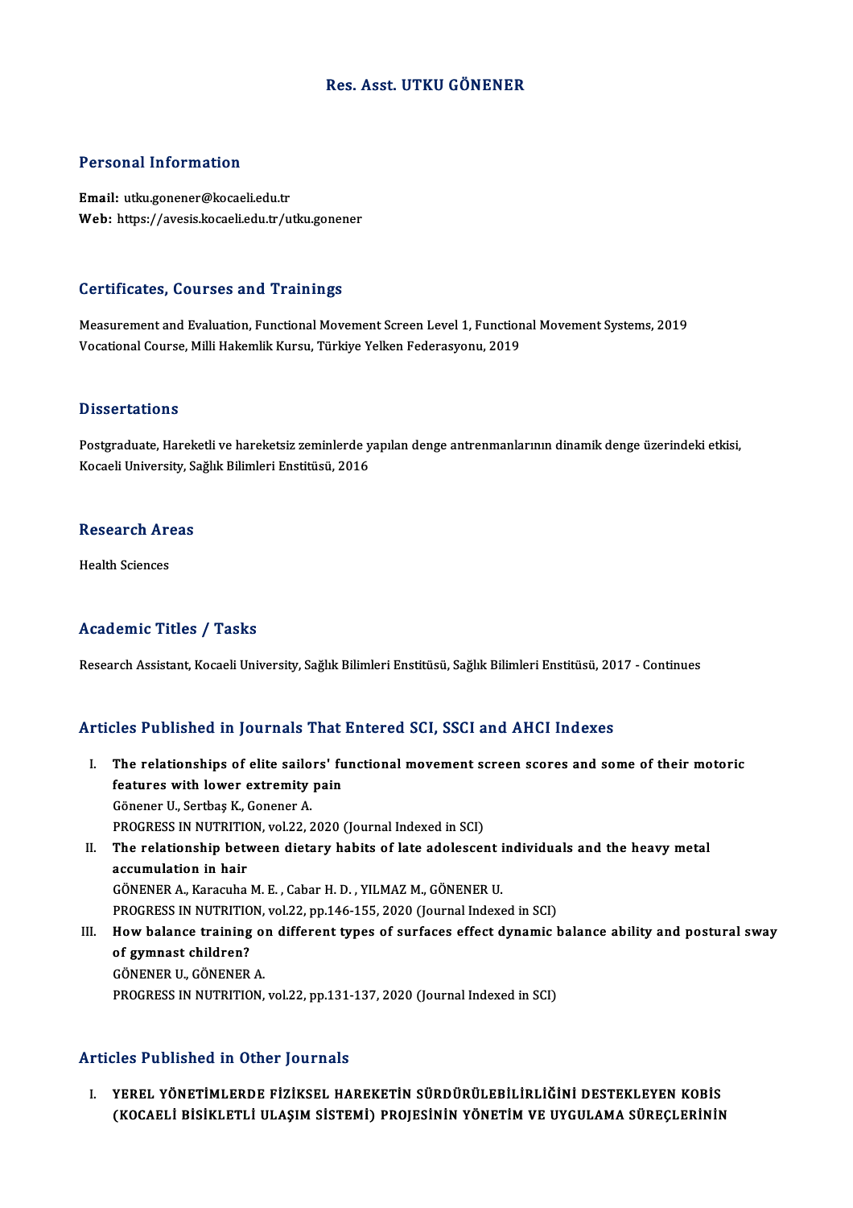# Res. Asst. UTKU GÖNENER

## Personal Information

**Email:** utku.gonener@kocaeli.edu.tr
**Web:** https://avesis.kocaeli.edu.tr/utku.gonener

## Certificates, Courses and Trainings

Measurement and Evaluation, Functional Movement Screen Level 1, Functional Movement Systems, 2019
Vocational Course, Milli Hakemlik Kursu, Türkiye Yelken Federasyonu, 2019

## Dissertations

Postgraduate, Hareketli ve hareketsiz zeminlerde yapılan denge antrenmanlarının dinamik denge üzerindeki etkisi, Kocaeli University, Sağlık Bilimleri Enstitüsü, 2016

## Research Areas

Health Sciences

## Academic Titles / Tasks

Research Assistant, Kocaeli University, Sağlık Bilimleri Enstitüsü, Sağlık Bilimleri Enstitüsü, 2017 - Continues

## Articles Published in Journals That Entered SCI, SSCI and AHCI Indexes

I. **The relationships of elite sailors' functional movement screen scores and some of their motoric features with lower extremity pain**
   Gönener U., Sertbaş K., Gonener A.
   PROGRESS IN NUTRITION, vol.22, 2020 (Journal Indexed in SCI)

II. **The relationship between dietary habits of late adolescent individuals and the heavy metal accumulation in hair**
   GÖNENER A., Karacuha M. E. , Cabar H. D. , YILMAZ M., GÖNENER U.
   PROGRESS IN NUTRITION, vol.22, pp.146-155, 2020 (Journal Indexed in SCI)

III. **How balance training on different types of surfaces effect dynamic balance ability and postural sway of gymnast children?**
   GÖNENER U., GÖNENER A.
   PROGRESS IN NUTRITION, vol.22, pp.131-137, 2020 (Journal Indexed in SCI)

## Articles Published in Other Journals

I. **YEREL YÖNETİMLERDE FİZİKSEL HAREKETİN SÜRDÜRÜLEBİLİRLİĞİNİ DESTEKLEYEN KOBİS (KOCAELİ BİSİKLETLİ ULAŞIM SİSTEMİ) PROJESİNİN YÖNETİM VE UYGULAMA SÜREÇLERİNİN**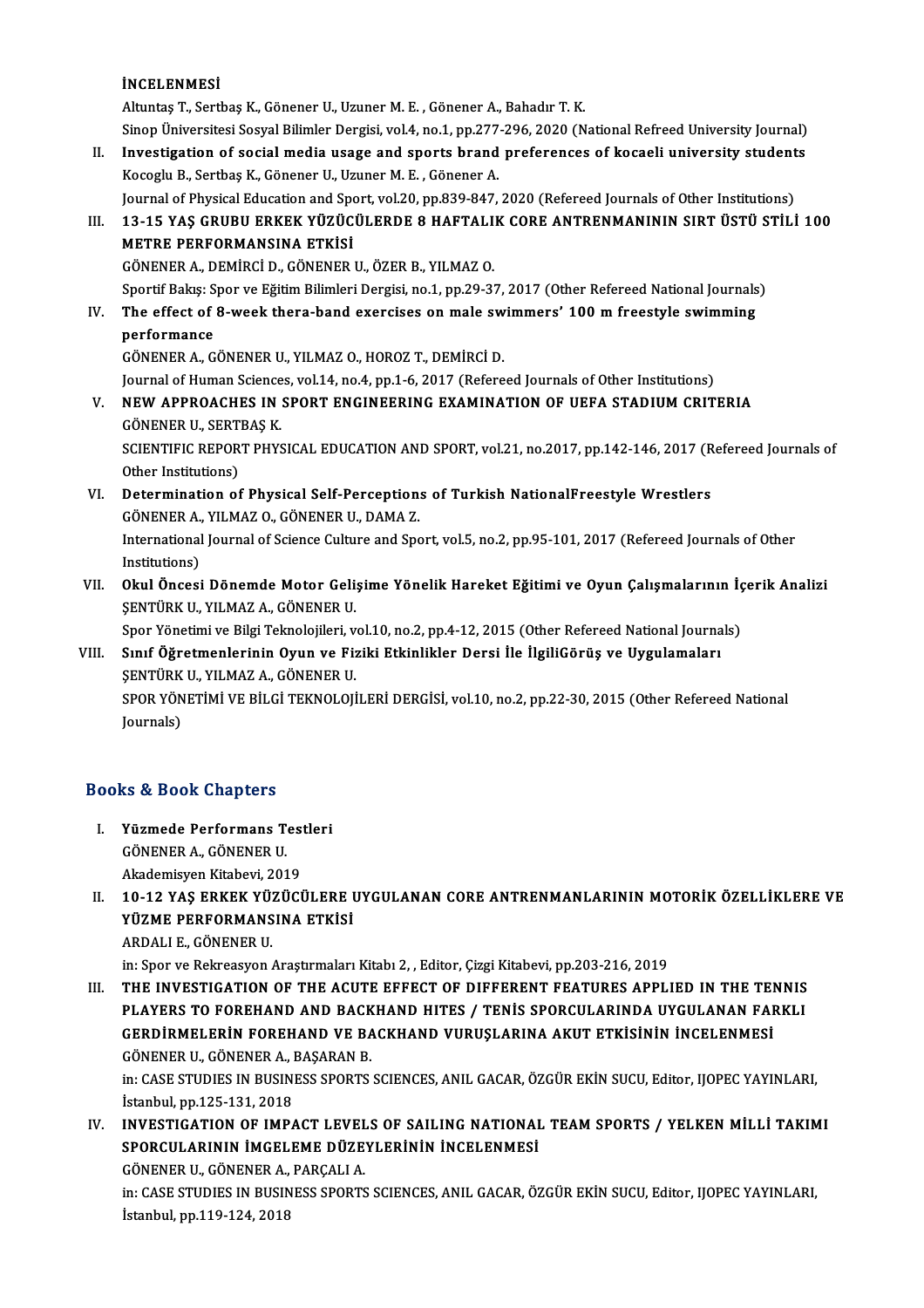**İNCELENMESİ**

Altuntaş T., Sertbaş K., Gönener U., Uzuner M. E. , Gönener A., Bahadır T. K.

Sinop Üniversitesi Sosyal Bilimler Dergisi, vol.4, no.1, pp.277-296, 2020 (National Refreed University Journal)

II. **Investigation of social media usage and sports brand preferences of kocaeli university students**

Kocoglu B., Sertbaş K., Gönener U., Uzuner M. E. , Gönener A.

Journal of Physical Education and Sport, vol.20, pp.839-847, 2020 (Refereed Journals of Other Institutions)

III. **13-15 YAŞ GRUBU ERKEK YÜZÜCÜLERDE 8 HAFTALIK CORE ANTRENMANININ SIRT ÜSTÜ STİLİ 100 METRE PERFORMANSINA ETKİSİ**

GÖNENER A., DEMİRCİ D., GÖNENER U., ÖZER B., YILMAZ O.

Sportif Bakış: Spor ve Eğitim Bilimleri Dergisi, no.1, pp.29-37, 2017 (Other Refereed National Journals)

IV. **The effect of 8-week thera-band exercises on male swimmers' 100 m freestyle swimming performance**

GÖNENER A., GÖNENER U., YILMAZ O., HOROZ T., DEMİRCİ D.

Journal of Human Sciences, vol.14, no.4, pp.1-6, 2017 (Refereed Journals of Other Institutions)

V. **NEW APPROACHES IN SPORT ENGINEERING EXAMINATION OF UEFA STADIUM CRITERIA**

GÖNENER U., SERTBAŞ K.

SCIENTIFIC REPORT PHYSICAL EDUCATION AND SPORT, vol.21, no.2017, pp.142-146, 2017 (Refereed Journals of Other Institutions)

VI. **Determination of Physical Self-Perceptions of Turkish NationalFreestyle Wrestlers**

GÖNENER A., YILMAZ O., GÖNENER U., DAMA Z.

International Journal of Science Culture and Sport, vol.5, no.2, pp.95-101, 2017 (Refereed Journals of Other Institutions)

VII. **Okul Öncesi Dönemde Motor Gelişime Yönelik Hareket Eğitimi ve Oyun Çalışmalarının İçerik Analizi**

ŞENTÜRK U., YILMAZ A., GÖNENER U.

Spor Yönetimi ve Bilgi Teknolojileri, vol.10, no.2, pp.4-12, 2015 (Other Refereed National Journals)

VIII. **Sınıf Öğretmenlerinin Oyun ve Fiziki Etkinlikler Dersi İle İlgiliGörüş ve Uygulamaları**

ŞENTÜRK U., YILMAZ A., GÖNENER U.

SPOR YÖNETİMİ VE BİLGİ TEKNOLOJİLERİ DERGİSİ, vol.10, no.2, pp.22-30, 2015 (Other Refereed National Journals)

## Books & Book Chapters

I. **Yüzmede Performans Testleri**

GÖNENER A., GÖNENER U.

Akademisyen Kitabevi, 2019

II. **10-12 YAŞ ERKEK YÜZÜCÜLERE UYGULANAN CORE ANTRENMANLARININ MOTORİK ÖZELLİKLERE VE YÜZME PERFORMANSINA ETKİSİ**

ARDALI E., GÖNENER U.

in: Spor ve Rekreasyon Araştırmaları Kitabı 2, , Editor, Çizgi Kitabevi, pp.203-216, 2019

III. **THE INVESTIGATION OF THE ACUTE EFFECT OF DIFFERENT FEATURES APPLIED IN THE TENNIS PLAYERS TO FOREHAND AND BACKHAND HITES / TENİS SPORCULARINDA UYGULANAN FARKLI GERDİRMELERİN FOREHAND VE BACKHAND VURUŞLARINA AKUT ETKİSİNİN İNCELENMESİ**

GÖNENER U., GÖNENER A., BAŞARAN B.

in: CASE STUDIES IN BUSINESS SPORTS SCIENCES, ANIL GACAR, ÖZGÜR EKİN SUCU, Editor, IJOPEC YAYINLARI, İstanbul, pp.125-131, 2018

IV. **INVESTIGATION OF IMPACT LEVELS OF SAILING NATIONAL TEAM SPORTS / YELKEN MİLLİ TAKIMI SPORCULARININ İMGELEME DÜZEYLERİNİN İNCELENMESİ**

GÖNENER U., GÖNENER A., PARÇALI A.

in: CASE STUDIES IN BUSINESS SPORTS SCIENCES, ANIL GACAR, ÖZGÜR EKİN SUCU, Editor, IJOPEC YAYINLARI, İstanbul, pp.119-124, 2018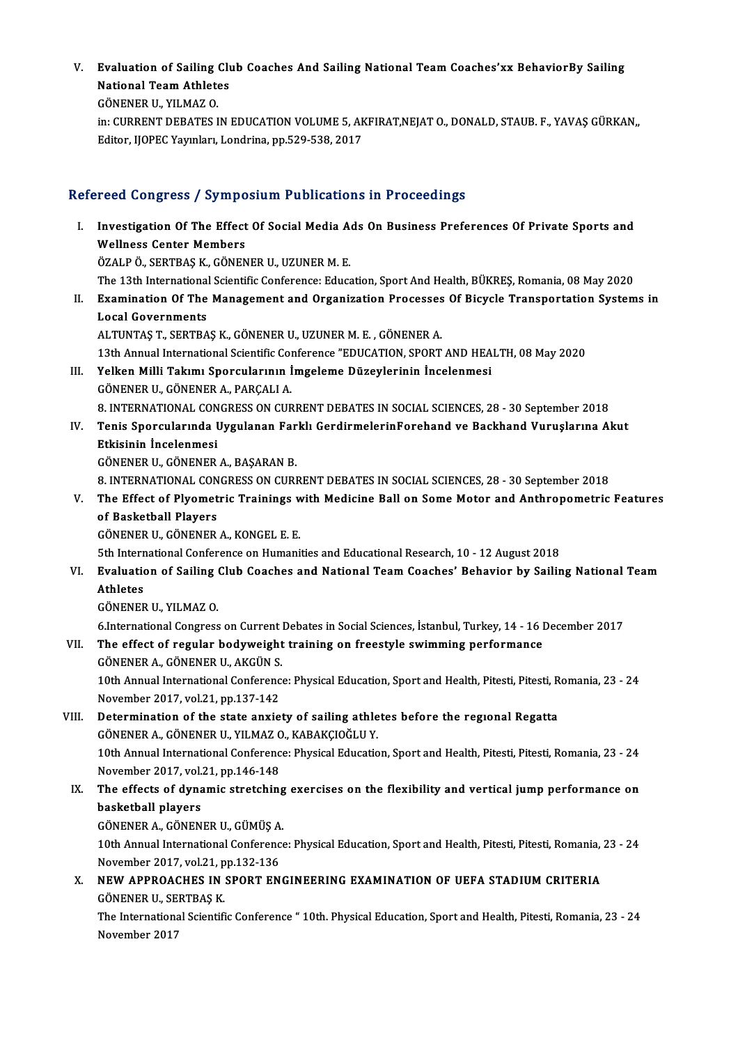V. **Evaluation of Sailing Club Coaches And Sailing National Team Coaches'xx BehaviorBy Sailing National Team Athletes**
GÖNENER U., YILMAZ O.
in: CURRENT DEBATES IN EDUCATION VOLUME 5, AKFIRAT,NEJAT O., DONALD, STAUB. F., YAVAŞ GÜRKAN,, Editor, IJOPEC Yayınları, Londrina, pp.529-538, 2017

## Refereed Congress / Symposium Publications in Proceedings

I. **Investigation Of The Effect Of Social Media Ads On Business Preferences Of Private Sports and Wellness Center Members**
ÖZALP Ö., SERTBAŞ K., GÖNENER U., UZUNER M. E.
The 13th International Scientific Conference: Education, Sport And Health, BÜKREŞ, Romania, 08 May 2020

II. **Examination Of The Management and Organization Processes Of Bicycle Transportation Systems in Local Governments**
ALTUNTAŞ T., SERTBAŞ K., GÖNENER U., UZUNER M. E. , GÖNENER A.
13th Annual International Scientific Conference "EDUCATION, SPORT AND HEALTH, 08 May 2020

III. **Yelken Milli Takımı Sporcularının İmgeleme Düzeylerinin İncelenmesi**
GÖNENER U., GÖNENER A., PARÇALI A.
8. INTERNATIONAL CONGRESS ON CURRENT DEBATES IN SOCIAL SCIENCES, 28 - 30 September 2018

IV. **Tenis Sporcularında Uygulanan Farklı GerdirmelerinForehand ve Backhand Vuruşlarına Akut Etkisinin İncelenmesi**
GÖNENER U., GÖNENER A., BAŞARAN B.
8. INTERNATIONAL CONGRESS ON CURRENT DEBATES IN SOCIAL SCIENCES, 28 - 30 September 2018

V. **The Effect of Plyometric Trainings with Medicine Ball on Some Motor and Anthropometric Features of Basketball Players**
GÖNENER U., GÖNENER A., KONGEL E. E.
5th International Conference on Humanities and Educational Research, 10 - 12 August 2018

VI. **Evaluation of Sailing Club Coaches and National Team Coaches' Behavior by Sailing National Team Athletes**
GÖNENER U., YILMAZ O.
6.International Congress on Current Debates in Social Sciences, İstanbul, Turkey, 14 - 16 December 2017

VII. **The effect of regular bodyweight training on freestyle swimming performance**
GÖNENER A., GÖNENER U., AKGÜN S.
10th Annual International Conference: Physical Education, Sport and Health, Pitesti, Pitesti, Romania, 23 - 24 November 2017, vol.21, pp.137-142

VIII. **Determination of the state anxiety of sailing athletes before the regıonal Regatta**
GÖNENER A., GÖNENER U., YILMAZ O., KABAKÇIOĞLU Y.
10th Annual International Conference: Physical Education, Sport and Health, Pitesti, Pitesti, Romania, 23 - 24 November 2017, vol.21, pp.146-148

IX. **The effects of dynamic stretching exercises on the flexibility and vertical jump performance on basketball players**
GÖNENER A., GÖNENER U., GÜMÜŞ A.
10th Annual International Conference: Physical Education, Sport and Health, Pitesti, Pitesti, Romania, 23 - 24 November 2017, vol.21, pp.132-136

X. **NEW APPROACHES IN SPORT ENGINEERING EXAMINATION OF UEFA STADIUM CRITERIA**
GÖNENER U., SERTBAŞ K.
The International Scientific Conference " 10th. Physical Education, Sport and Health, Pitesti, Romania, 23 - 24 November 2017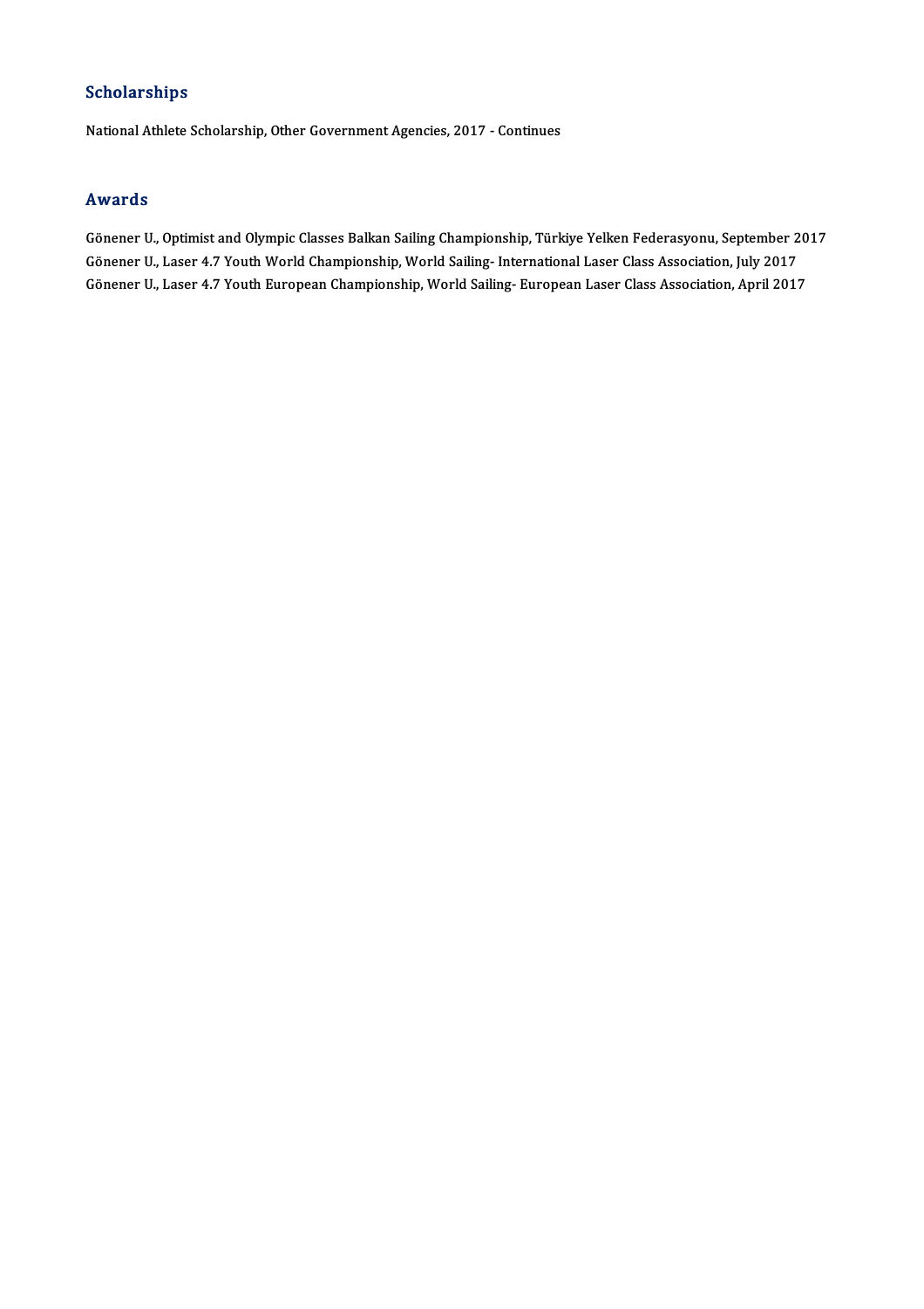## Scholarships

National Athlete Scholarship, Other Government Agencies, 2017 - Continues

## Awards

Gönener U., Optimist and Olympic Classes Balkan Sailing Championship, Türkiye Yelken Federasyonu, September 2017
Gönener U., Laser 4.7 Youth World Championship, World Sailing- International Laser Class Association, July 2017
Gönener U., Laser 4.7 Youth European Championship, World Sailing- European Laser Class Association, April 2017